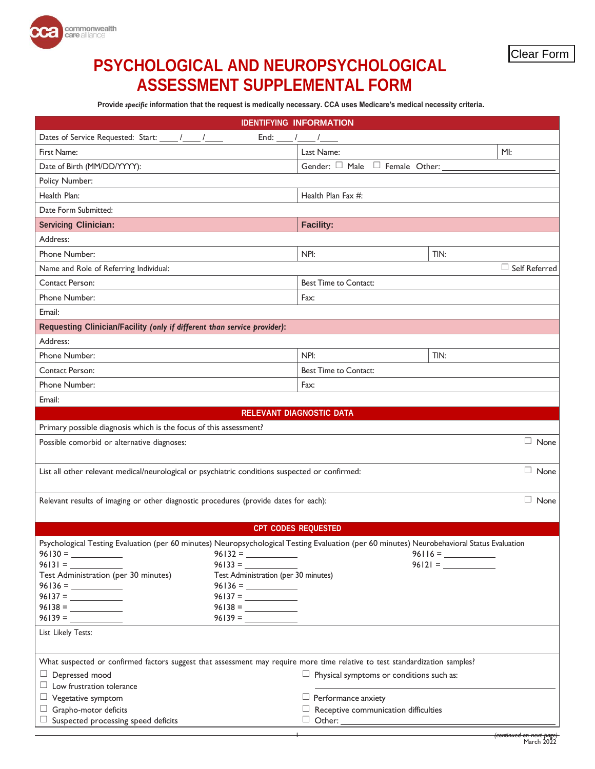commonwealth care alliance

Clear Form

# PSYCHOLOGICAL AND NEUROPSYCHOLOGICAL ASSESSMENT SUPPLEMENTAL FORM

**Provide *specific* information that the request is medically necessary. CCA uses Medicare's medical necessity criteria.**

## IDENTIFYING INFORMATION

| | | | |
|---|---|---|---|
| Dates of Service Requested: Start: ____ /____ /____ End: ____ /____ /____ | | | |
| First Name: | Last Name: | | MI: |
| Date of Birth (MM/DD/YYYY): | Gender: ☐ Male ☐ Female Other: ________ | | |
| Policy Number: | | | |
| Health Plan: | Health Plan Fax #: | | |
| Date Form Submitted: | | | |
| **Servicing Clinician:** | **Facility:** | | |
| Address: | | | |
| Phone Number: | NPI: | TIN: | |
| Name and Role of Referring Individual: | | | ☐ Self Referred |
| Contact Person: | Best Time to Contact: | | |
| Phone Number: | Fax: | | |
| Email: | | | |
| **Requesting Clinician/Facility *(only if different than service provider)*:** | | | |
| Address: | | | |
| Phone Number: | NPI: | TIN: | |
| Contact Person: | Best Time to Contact: | | |
| Phone Number: | Fax: | | |
| Email: | | | |

## RELEVANT DIAGNOSTIC DATA

Primary possible diagnosis which is the focus of this assessment?

Possible comorbid or alternative diagnoses: ☐ None

List all other relevant medical/neurological or psychiatric conditions suspected or confirmed: ☐ None

Relevant results of imaging or other diagnostic procedures (provide dates for each): ☐ None

## CPT CODES REQUESTED

| Psychological Testing Evaluation (per 60 minutes) | Neuropsychological Testing Evaluation (per 60 minutes) | Neurobehavioral Status Evaluation |
|---|---|---|
| 96130 = ________ | 96132 = ________ | 96116 = ________ |
| 96131 = ________ | 96133 = ________ | 96121 = ________ |
| Test Administration (per 30 minutes) | Test Administration (per 30 minutes) | |
| 96136 = ________ | 96136 = ________ | |
| 96137 = ________ | 96137 = ________ | |
| 96138 = ________ | 96138 = ________ | |
| 96139 = ________ | 96139 = ________ | |

List Likely Tests:

What suspected or confirmed factors suggest that assessment may require more time relative to test standardization samples?

- ☐ Depressed mood
- ☐ Low frustration tolerance
- ☐ Vegetative symptom
- ☐ Grapho-motor deficits
- ☐ Suspected processing speed deficits
- ☐ Physical symptoms or conditions such as: ________
- ☐ Performance anxiety
- ☐ Receptive communication difficulties
- ☐ Other: ________

*(continued on next page)*

March 2022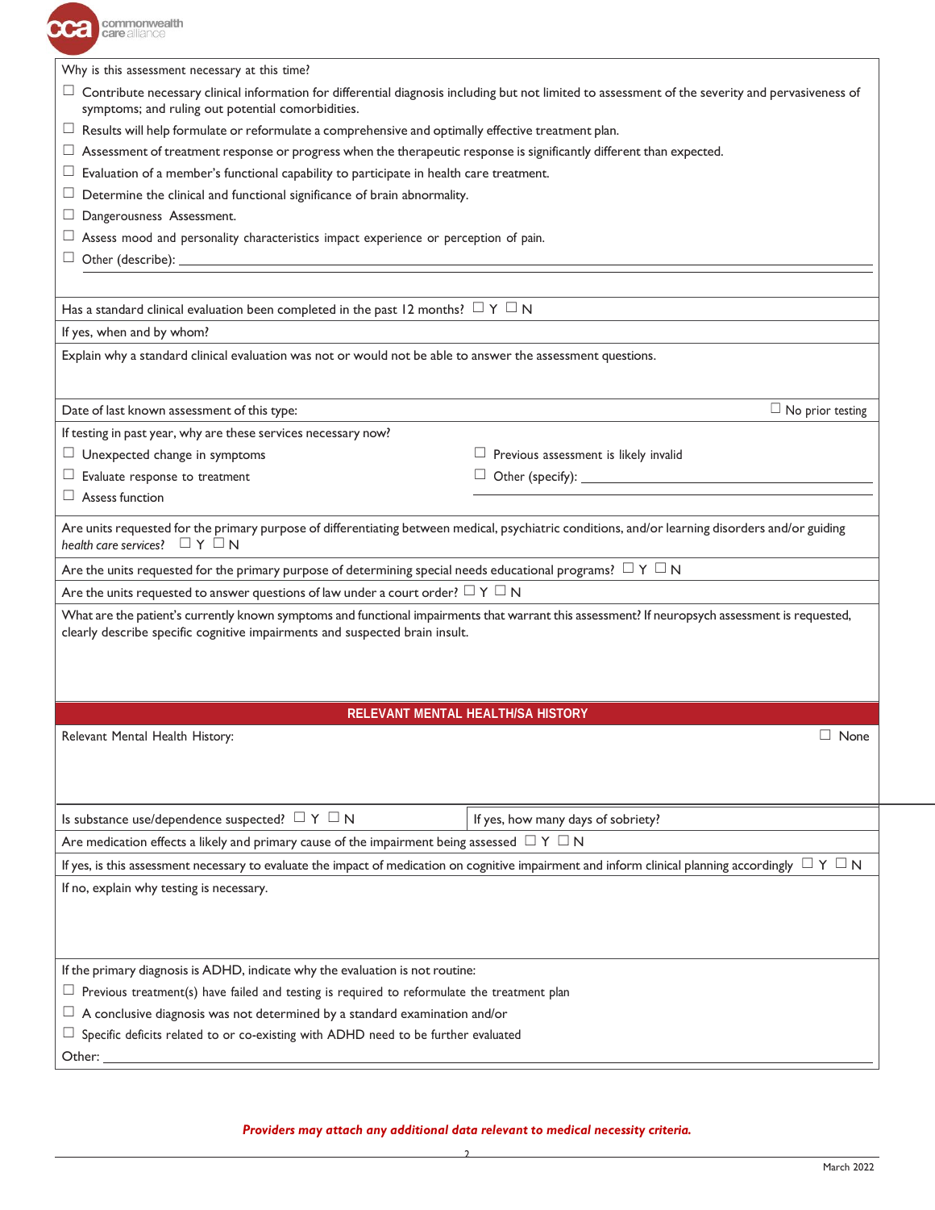Why is this assessment necessary at this time?

- ☐ Contribute necessary clinical information for differential diagnosis including but not limited to assessment of the severity and pervasiveness of symptoms; and ruling out potential comorbidities.
- ☐ Results will help formulate or reformulate a comprehensive and optimally effective treatment plan.
- ☐ Assessment of treatment response or progress when the therapeutic response is significantly different than expected.
- ☐ Evaluation of a member's functional capability to participate in health care treatment.
- ☐ Determine the clinical and functional significance of brain abnormality.
- ☐ Dangerousness Assessment.
- ☐ Assess mood and personality characteristics impact experience or perception of pain.
- ☐ Other (describe): ______________________________

Has a standard clinical evaluation been completed in the past 12 months? ☐ Y ☐ N

If yes, when and by whom?

Explain why a standard clinical evaluation was not or would not be able to answer the assessment questions.

Date of last known assessment of this type: ☐ No prior testing

If testing in past year, why are these services necessary now?

- ☐ Unexpected change in symptoms
- ☐ Evaluate response to treatment
- ☐ Assess function
- ☐ Previous assessment is likely invalid
- ☐ Other (specify): ______________________________

Are units requested for the primary purpose of differentiating between medical, psychiatric conditions, and/or learning disorders and/or guiding *health care services?* ☐ Y ☐ N

Are the units requested for the primary purpose of determining special needs educational programs? ☐ Y ☐ N

Are the units requested to answer questions of law under a court order? ☐ Y ☐ N

What are the patient's currently known symptoms and functional impairments that warrant this assessment? If neuropsych assessment is requested, clearly describe specific cognitive impairments and suspected brain insult.

## RELEVANT MENTAL HEALTH/SA HISTORY

Relevant Mental Health History: ☐ None

Is substance use/dependence suspected? ☐ Y ☐ N

If yes, how many days of sobriety?

Are medication effects a likely and primary cause of the impairment being assessed ☐ Y ☐ N

If yes, is this assessment necessary to evaluate the impact of medication on cognitive impairment and inform clinical planning accordingly ☐ Y ☐ N

If no, explain why testing is necessary.

If the primary diagnosis is ADHD, indicate why the evaluation is not routine:

- ☐ Previous treatment(s) have failed and testing is required to reformulate the treatment plan
- ☐ A conclusive diagnosis was not determined by a standard examination and/or
- ☐ Specific deficits related to or co-existing with ADHD need to be further evaluated

Other: ______________________________

***Providers may attach any additional data relevant to medical necessity criteria.***

March 2022